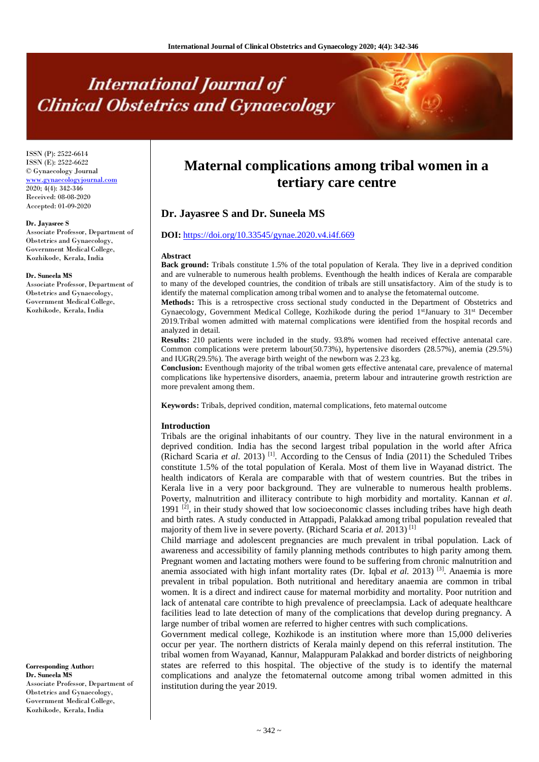ISSN (P): 2522-6614
ISSN (E): 2522-6622
© Gynaecology Journal
www.gynaecologyjournal.com
2020; 4(4): 342-346
Received: 08-08-2020
Accepted: 01-09-2020

**Dr. Jayasree S**
Associate Professor, Department of Obstetrics and Gynaecology, Government Medical College, Kozhikode, Kerala, India

**Dr. Suneela MS**
Associate Professor, Department of Obstetrics and Gynaecology, Government Medical College, Kozhikode, Kerala, India

**Corresponding Author:**
**Dr. Suneela MS**
Associate Professor, Department of Obstetrics and Gynaecology, Government Medical College, Kozhikode, Kerala, India

# Maternal complications among tribal women in a tertiary care centre

## Dr. Jayasree S and Dr. Suneela MS

**DOI:** https://doi.org/10.33545/gynae.2020.v4.i4f.669

### Abstract

**Back ground:** Tribals constitute 1.5% of the total population of Kerala. They live in a deprived condition and are vulnerable to numerous health problems. Eventhough the health indices of Kerala are comparable to many of the developed countries, the condition of tribals are still unsatisfactory. Aim of the study is to identify the maternal complication among tribal women and to analyse the fetomaternal outcome.

**Methods:** This is a retrospective cross sectional study conducted in the Department of Obstetrics and Gynaecology, Government Medical College, Kozhikode during the period 1stJanuary to 31st December 2019.Tribal women admitted with maternal complications were identified from the hospital records and analyzed in detail.

**Results:** 210 patients were included in the study. 93.8% women had received effective antenatal care. Common complications were preterm labour(50.73%), hypertensive disorders (28.57%), anemia (29.5%) and IUGR(29.5%). The average birth weight of the newborn was 2.23 kg.

**Conclusion:** Eventhough majority of the tribal women gets effective antenatal care, prevalence of maternal complications like hypertensive disorders, anaemia, preterm labour and intrauterine growth restriction are more prevalent among them.

**Keywords:** Tribals, deprived condition, maternal complications, feto maternal outcome

### Introduction

Tribals are the original inhabitants of our country. They live in the natural environment in a deprived condition. India has the second largest tribal population in the world after Africa (Richard Scaria *et al.* 2013) [1]. According to the Census of India (2011) the Scheduled Tribes constitute 1.5% of the total population of Kerala. Most of them live in Wayanad district. The health indicators of Kerala are comparable with that of western countries. But the tribes in Kerala live in a very poor background. They are vulnerable to numerous health problems. Poverty, malnutrition and illiteracy contribute to high morbidity and mortality. Kannan *et al.* 1991 [2], in their study showed that low socioeconomic classes including tribes have high death and birth rates. A study conducted in Attappadi, Palakkad among tribal population revealed that majority of them live in severe poverty. (Richard Scaria *et al.* 2013) [1]

Child marriage and adolescent pregnancies are much prevalent in tribal population. Lack of awareness and accessibility of family planning methods contributes to high parity among them. Pregnant women and lactating mothers were found to be suffering from chronic malnutrition and anemia associated with high infant mortality rates (Dr. Iqbal *et al.* 2013) [3]. Anaemia is more prevalent in tribal population. Both nutritional and hereditary anaemia are common in tribal women. It is a direct and indirect cause for maternal morbidity and mortality. Poor nutrition and lack of antenatal care contribte to high prevalence of preeclampsia. Lack of adequate healthcare facilities lead to late detection of many of the complications that develop during pregnancy. A large number of tribal women are referred to higher centres with such complications.

Government medical college, Kozhikode is an institution where more than 15,000 deliveries occur per year. The northern districts of Kerala mainly depend on this referral institution. The tribal women from Wayanad, Kannur, Malappuram Palakkad and border districts of neighboring states are referred to this hospital. The objective of the study is to identify the maternal complications and analyze the fetomaternal outcome among tribal women admitted in this institution during the year 2019.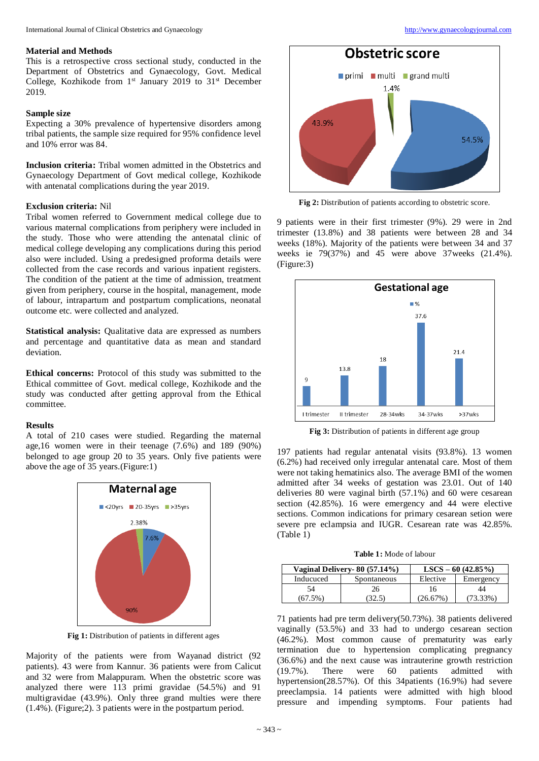## Material and Methods

This is a retrospective cross sectional study, conducted in the Department of Obstetrics and Gynaecology, Govt. Medical College, Kozhikode from 1st January 2019 to 31st December 2019.

## Sample size

Expecting a 30% prevalence of hypertensive disorders among tribal patients, the sample size required for 95% confidence level and 10% error was 84.

**Inclusion criteria:** Tribal women admitted in the Obstetrics and Gynaecology Department of Govt medical college, Kozhikode with antenatal complications during the year 2019.

**Exclusion criteria:** Nil

Tribal women referred to Government medical college due to various maternal complications from periphery were included in the study. Those who were attending the antenatal clinic of medical college developing any complications during this period also were included. Using a predesigned proforma details were collected from the case records and various inpatient registers. The condition of the patient at the time of admission, treatment given from periphery, course in the hospital, management, mode of labour, intrapartum and postpartum complications, neonatal outcome etc. were collected and analyzed.

**Statistical analysis:** Qualitative data are expressed as numbers and percentage and quantitative data as mean and standard deviation.

**Ethical concerns:** Protocol of this study was submitted to the Ethical committee of Govt. medical college, Kozhikode and the study was conducted after getting approval from the Ethical committee.

## Results

A total of 210 cases were studied. Regarding the maternal age,16 women were in their teenage (7.6%) and 189 (90%) belonged to age group 20 to 35 years. Only five patients were above the age of 35 years.(Figure:1)

Maternal age

<20yrs 20-35yrs >35yrs

2.38%

7.6%

90%

**Fig 1:** Distribution of patients in different ages

Majority of the patients were from Wayanad district (92 patients). 43 were from Kannur. 36 patients were from Calicut and 32 were from Malappuram. When the obstetric score was analyzed there were 113 primi gravidae (54.5%) and 91 multigravidae (43.9%). Only three grand multies were there (1.4%). (Figure;2). 3 patients were in the postpartum period.

Obstetric score

primi multi grand multi

1.4%

43.9%

54.5%

**Fig 2:** Distribution of patients according to obstetric score.

9 patients were in their first trimester (9%). 29 were in 2nd trimester (13.8%) and 38 patients were between 28 and 34 weeks (18%). Majority of the patients were between 34 and 37 weeks ie 79(37%) and 45 were above 37weeks (21.4%). (Figure:3)

Gestational age

%

9

13.8

18

37.6

21.4

I trimester II trimester 28-34wks 34-37wks >37wks

**Fig 3:** Distribution of patients in different age group

197 patients had regular antenatal visits (93.8%). 13 women (6.2%) had received only irregular antenatal care. Most of them were not taking hematinics also. The average BMI of the women admitted after 34 weeks of gestation was 23.01. Out of 140 deliveries 80 were vaginal birth (57.1%) and 60 were cesarean section (42.85%). 16 were emergency and 44 were elective sections. Common indications for primary cesarean setion were severe pre eclampsia and IUGR. Cesarean rate was 42.85%. (Table 1)

**Table 1:** Mode of labour

| Vaginal Delivery- 80 (57.14%) | | LSCS – 60 (42.85%) | |
|---|---|---|---|
| Inducuced | Spontaneous | Elective | Emergency |
| 54 (67.5%) | 26 (32.5) | 16 (26.67%) | 44 (73.33%) |

71 patients had pre term delivery(50.73%). 38 patients delivered vagInally (53.5%) and 33 had to undergo cesarean section (46.2%). Most common cause of prematurity was early termination due to hypertension complicating pregnancy (36.6%) and the next cause was intrauterine growth restriction (19.7%). There were 60 patients admitted with hypertension(28.57%). Of this 34patients (16.9%) had severe preeclampsia. 14 patients were admitted with high blood pressure and impending symptoms. Four patients had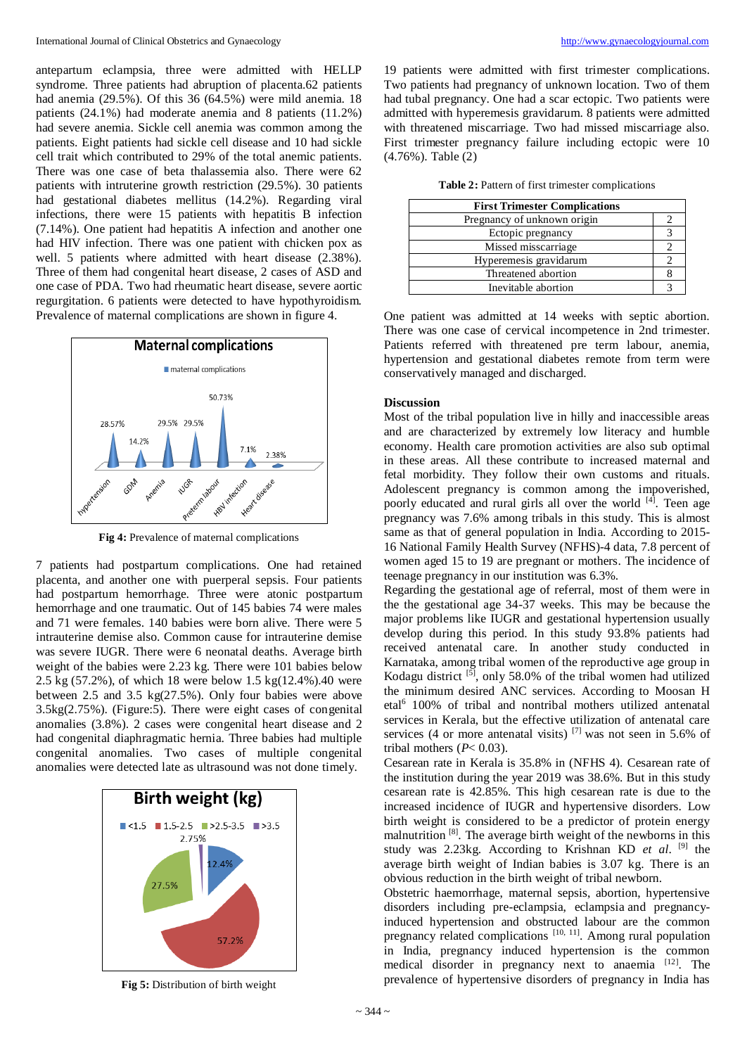antepartum eclampsia, three were admitted with HELLP syndrome. Three patients had abruption of placenta.62 patients had anemia (29.5%). Of this 36 (64.5%) were mild anemia. 18 patients (24.1%) had moderate anemia and 8 patients (11.2%) had severe anemia. Sickle cell anemia was common among the patients. Eight patients had sickle cell disease and 10 had sickle cell trait which contributed to 29% of the total anemic patients. There was one case of beta thalassemia also. There were 62 patients with intruterine growth restriction (29.5%). 30 patients had gestational diabetes mellitus (14.2%). Regarding viral infections, there were 15 patients with hepatitis B infection (7.14%). One patient had hepatitis A infection and another one had HIV infection. There was one patient with chicken pox as well. 5 patients where admitted with heart disease (2.38%). Three of them had congenital heart disease, 2 cases of ASD and one case of PDA. Two had rheumatic heart disease, severe aortic regurgitation. 6 patients were detected to have hypothyroidism. Prevalence of maternal complications are shown in figure 4.

Maternal complications

maternal complications

28.57%
14.2%
29.5%
29.5%
50.73%
7.1%
2.38%

Hypertension
GDM
Anemia
IUGR
Preterm labour
HBV infection
Heart disease

**Fig 4:** Prevalence of maternal complications

7 patients had postpartum complications. One had retained placenta, and another one with puerperal sepsis. Four patients had postpartum hemorrhage. Three were atonic postpartum hemorrhage and one traumatic. Out of 145 babies 74 were males and 71 were females. 140 babies were born alive. There were 5 intrauterine demise also. Common cause for intrauterine demise was severe IUGR. There were 6 neonatal deaths. Average birth weight of the babies were 2.23 kg. There were 101 babies below 2.5 kg (57.2%), of which 18 were below 1.5 kg(12.4%).40 were between 2.5 and 3.5 kg(27.5%). Only four babies were above 3.5kg(2.75%). (Figure:5). There were eight cases of congenital anomalies (3.8%). 2 cases were congenital heart disease and 2 had congenital diaphragmatic hernia. Three babies had multiple congenital anomalies. Two cases of multiple congenital anomalies were detected late as ultrasound was not done timely.

Birth weight (kg)

<1.5
1.5-2.5
>2.5-3.5
>3.5

2.75%
12.4%
27.5%
57.2%

**Fig 5:** Distribution of birth weight

19 patients were admitted with first trimester complications. Two patients had pregnancy of unknown location. Two of them had tubal pregnancy. One had a scar ectopic. Two patients were admitted with hyperemesis gravidarum. 8 patients were admitted with threatened miscarriage. Two had missed miscarriage also. First trimester pregnancy failure including ectopic were 10 (4.76%). Table (2)

**Table 2:** Pattern of first trimester complications

| First Trimester Complications | |
|---|---|
| Pregnancy of unknown origin | 2 |
| Ectopic pregnancy | 3 |
| Missed misscarriage | 2 |
| Hyperemesis gravidarum | 2 |
| Threatened abortion | 8 |
| Inevitable abortion | 3 |

One patient was admitted at 14 weeks with septic abortion. There was one case of cervical incompetence in 2nd trimester. Patients referred with threatened pre term labour, anemia, hypertension and gestational diabetes remote from term were conservatively managed and discharged.

## Discussion

Most of the tribal population live in hilly and inaccessible areas and are characterized by extremely low literacy and humble economy. Health care promotion activities are also sub optimal in these areas. All these contribute to increased maternal and fetal morbidity. They follow their own customs and rituals. Adolescent pregnancy is common among the impoverished, poorly educated and rural girls all over the world [4]. Teen age pregnancy was 7.6% among tribals in this study. This is almost same as that of general population in India. According to 2015-16 National Family Health Survey (NFHS)-4 data, 7.8 percent of women aged 15 to 19 are pregnant or mothers. The incidence of teenage pregnancy in our institution was 6.3%.

Regarding the gestational age of referral, most of them were in the the gestational age 34-37 weeks. This may be because the major problems like IUGR and gestational hypertension usually develop during this period. In this study 93.8% patients had received antenatal care. In another study conducted in Karnataka, among tribal women of the reproductive age group in Kodagu district [5], only 58.0% of the tribal women had utilized the minimum desired ANC services. According to Moosan H etal[6] 100% of tribal and nontribal mothers utilized antenatal services in Kerala, but the effective utilization of antenatal care services (4 or more antenatal visits) [7] was not seen in 5.6% of tribal mothers (*P*< 0.03).

Cesarean rate in Kerala is 35.8% in (NFHS 4). Cesarean rate of the institution during the year 2019 was 38.6%. But in this study cesarean rate is 42.85%. This high cesarean rate is due to the increased incidence of IUGR and hypertensive disorders. Low birth weight is considered to be a predictor of protein energy malnutrition [8]. The average birth weight of the newborns in this study was 2.23kg. According to Krishnan KD *et al*. [9] the average birth weight of Indian babies is 3.07 kg. There is an obvious reduction in the birth weight of tribal newborn.

Obstetric haemorrhage, maternal sepsis, abortion, hypertensive disorders including pre-eclampsia, eclampsia and pregnancy-induced hypertension and obstructed labour are the common pregnancy related complications [10, 11]. Among rural population in India, pregnancy induced hypertension is the common medical disorder in pregnancy next to anaemia [12]. The prevalence of hypertensive disorders of pregnancy in India has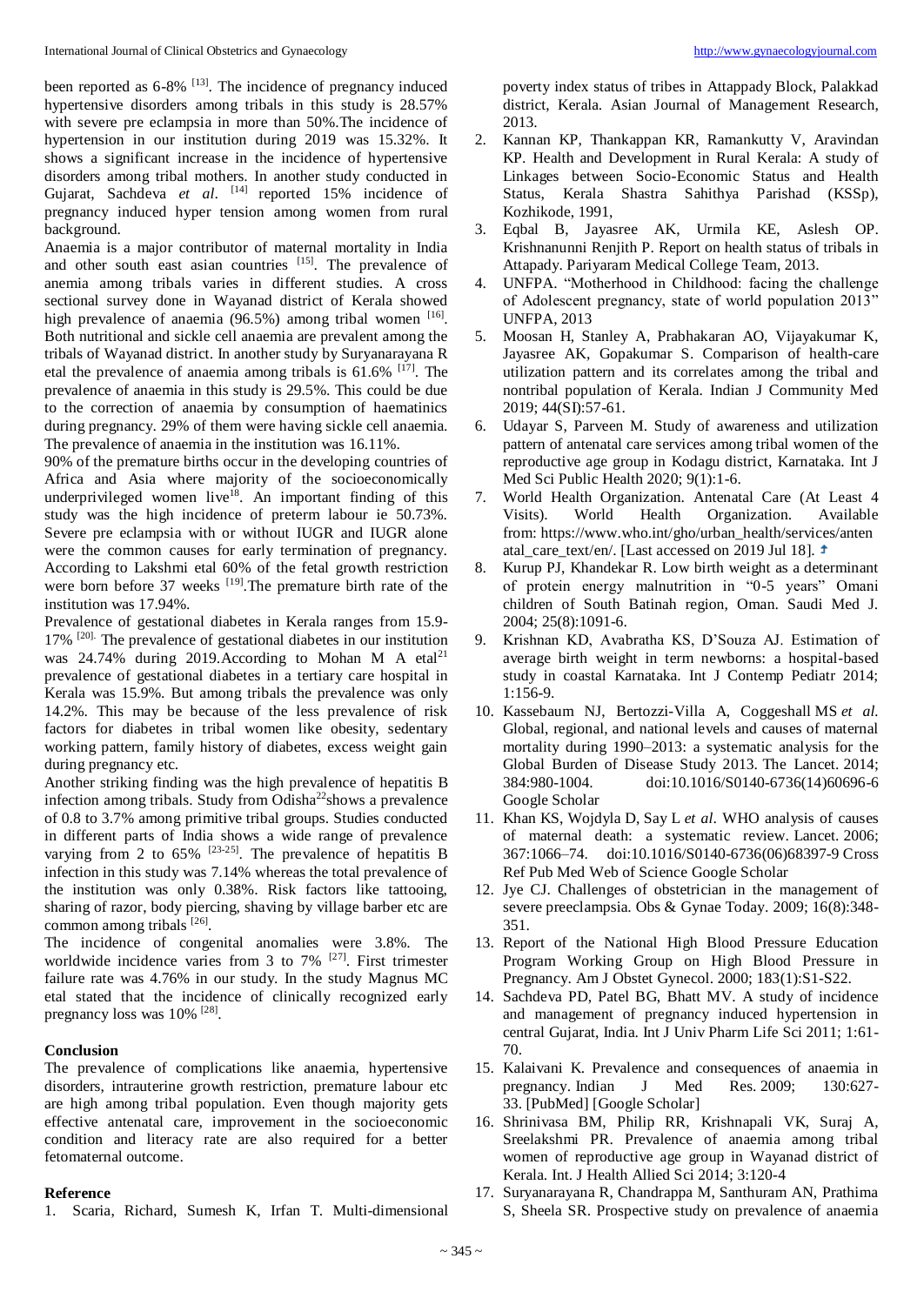been reported as 6-8% [13]. The incidence of pregnancy induced hypertensive disorders among tribals in this study is 28.57% with severe pre eclampsia in more than 50%.The incidence of hypertension in our institution during 2019 was 15.32%. It shows a significant increase in the incidence of hypertensive disorders among tribal mothers. In another study conducted in Gujarat, Sachdeva *et al*. [14] reported 15% incidence of pregnancy induced hyper tension among women from rural background.

Anaemia is a major contributor of maternal mortality in India and other south east asian countries [15]. The prevalence of anemia among tribals varies in different studies. A cross sectional survey done in Wayanad district of Kerala showed high prevalence of anaemia (96.5%) among tribal women [16]. Both nutritional and sickle cell anaemia are prevalent among the tribals of Wayanad district. In another study by Suryanarayana R etal the prevalence of anaemia among tribals is 61.6% [17]. The prevalence of anaemia in this study is 29.5%. This could be due to the correction of anaemia by consumption of haematinics during pregnancy. 29% of them were having sickle cell anaemia. The prevalence of anaemia in the institution was 16.11%.

90% of the premature births occur in the developing countries of Africa and Asia where majority of the socioeconomically underprivileged women live[18]. An important finding of this study was the high incidence of preterm labour ie 50.73%. Severe pre eclampsia with or without IUGR and IUGR alone were the common causes for early termination of pregnancy. According to Lakshmi etal 60% of the fetal growth restriction were born before 37 weeks [19].The premature birth rate of the institution was 17.94%.

Prevalence of gestational diabetes in Kerala ranges from 15.9-17% [20]. The prevalence of gestational diabetes in our institution was 24.74% during 2019.According to Mohan M A etal[21] prevalence of gestational diabetes in a tertiary care hospital in Kerala was 15.9%. But among tribals the prevalence was only 14.2%. This may be because of the less prevalence of risk factors for diabetes in tribal women like obesity, sedentary working pattern, family history of diabetes, excess weight gain during pregnancy etc.

Another striking finding was the high prevalence of hepatitis B infection among tribals. Study from Odisha[22]shows a prevalence of 0.8 to 3.7% among primitive tribal groups. Studies conducted in different parts of India shows a wide range of prevalence varying from 2 to 65% [23-25]. The prevalence of hepatitis B infection in this study was 7.14% whereas the total prevalence of the institution was only 0.38%. Risk factors like tattooing, sharing of razor, body piercing, shaving by village barber etc are common among tribals [26].

The incidence of congenital anomalies were 3.8%. The worldwide incidence varies from 3 to 7% [27]. First trimester failure rate was 4.76% in our study. In the study Magnus MC etal stated that the incidence of clinically recognized early pregnancy loss was 10% [28].

## Conclusion

The prevalence of complications like anaemia, hypertensive disorders, intrauterine growth restriction, premature labour etc are high among tribal population. Even though majority gets effective antenatal care, improvement in the socioeconomic condition and literacy rate are also required for a better fetomaternal outcome.

## Reference

1. Scaria, Richard, Sumesh K, Irfan T. Multi-dimensional poverty index status of tribes in Attappady Block, Palakkad district, Kerala. Asian Journal of Management Research, 2013.
2. Kannan KP, Thankappan KR, Ramankutty V, Aravindan KP. Health and Development in Rural Kerala: A study of Linkages between Socio-Economic Status and Health Status, Kerala Shastra Sahithya Parishad (KSSp), Kozhikode, 1991,
3. Eqbal B, Jayasree AK, Urmila KE, Aslesh OP. Krishnanunni Renjith P. Report on health status of tribals in Attapady. Pariyaram Medical College Team, 2013.
4. UNFPA. "Motherhood in Childhood: facing the challenge of Adolescent pregnancy, state of world population 2013" UNFPA, 2013
5. Moosan H, Stanley A, Prabhakaran AO, Vijayakumar K, Jayasree AK, Gopakumar S. Comparison of health-care utilization pattern and its correlates among the tribal and nontribal population of Kerala. Indian J Community Med 2019; 44(SI):57-61.
6. Udayar S, Parveen M. Study of awareness and utilization pattern of antenatal care services among tribal women of the reproductive age group in Kodagu district, Karnataka. Int J Med Sci Public Health 2020; 9(1):1-6.
7. World Health Organization. Antenatal Care (At Least 4 Visits). World Health Organization. Available from: https://www.who.int/gho/urban_health/services/antenatal_care_text/en/. [Last accessed on 2019 Jul 18].
8. Kurup PJ, Khandekar R. Low birth weight as a determinant of protein energy malnutrition in "0-5 years" Omani children of South Batinah region, Oman. Saudi Med J. 2004; 25(8):1091-6.
9. Krishnan KD, Avabratha KS, D'Souza AJ. Estimation of average birth weight in term newborns: a hospital-based study in coastal Karnataka. Int J Contemp Pediatr 2014; 1:156-9.
10. Kassebaum NJ, Bertozzi-Villa A, Coggeshall MS *et al.* Global, regional, and national levels and causes of maternal mortality during 1990–2013: a systematic analysis for the Global Burden of Disease Study 2013. The Lancet. 2014; 384:980-1004. doi:10.1016/S0140-6736(14)60696-6 Google Scholar
11. Khan KS, Wojdyla D, Say L *et al.* WHO analysis of causes of maternal death: a systematic review. Lancet. 2006; 367:1066–74. doi:10.1016/S0140-6736(06)68397-9 Cross Ref Pub Med Web of Science Google Scholar
12. Jye CJ. Challenges of obstetrician in the management of severe preeclampsia. Obs & Gynae Today. 2009; 16(8):348-351.
13. Report of the National High Blood Pressure Education Program Working Group on High Blood Pressure in Pregnancy. Am J Obstet Gynecol. 2000; 183(1):S1-S22.
14. Sachdeva PD, Patel BG, Bhatt MV. A study of incidence and management of pregnancy induced hypertension in central Gujarat, India. Int J Univ Pharm Life Sci 2011; 1:61-70.
15. Kalaivani K. Prevalence and consequences of anaemia in pregnancy. Indian J Med Res. 2009; 130:627-33. [PubMed] [Google Scholar]
16. Shrinivasa BM, Philip RR, Krishnapali VK, Suraj A, Sreelakshmi PR. Prevalence of anaemia among tribal women of reproductive age group in Wayanad district of Kerala. Int. J Health Allied Sci 2014; 3:120-4
17. Suryanarayana R, Chandrappa M, Santhuram AN, Prathima S, Sheela SR. Prospective study on prevalence of anaemia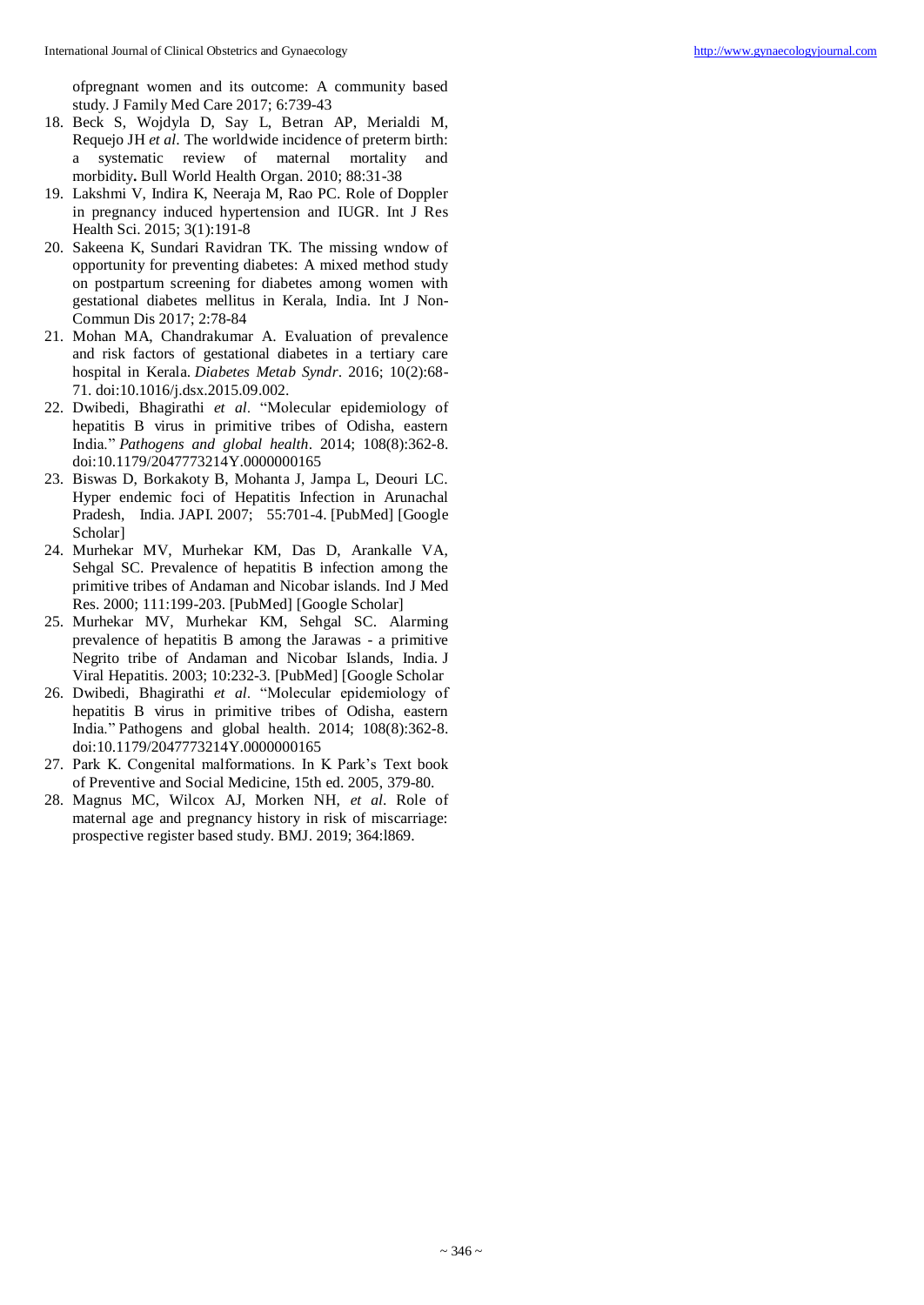ofpregnant women and its outcome: A community based study. J Family Med Care 2017; 6:739-43

18. Beck S, Wojdyla D, Say L, Betran AP, Merialdi M, Requejo JH *et al*. The worldwide incidence of preterm birth: a systematic review of maternal mortality and morbidity**.** Bull World Health Organ. 2010; 88:31-38
19. Lakshmi V, Indira K, Neeraja M, Rao PC. Role of Doppler in pregnancy induced hypertension and IUGR. Int J Res Health Sci. 2015; 3(1):191-8
20. Sakeena K, Sundari Ravidran TK. The missing wndow of opportunity for preventing diabetes: A mixed method study on postpartum screening for diabetes among women with gestational diabetes mellitus in Kerala, India. Int J Non-Commun Dis 2017; 2:78-84
21. Mohan MA, Chandrakumar A. Evaluation of prevalence and risk factors of gestational diabetes in a tertiary care hospital in Kerala. *Diabetes Metab Syndr*. 2016; 10(2):68-71. doi:10.1016/j.dsx.2015.09.002.
22. Dwibedi, Bhagirathi *et al*. "Molecular epidemiology of hepatitis B virus in primitive tribes of Odisha, eastern India." *Pathogens and global health*. 2014; 108(8):362-8. doi:10.1179/2047773214Y.0000000165
23. Biswas D, Borkakoty B, Mohanta J, Jampa L, Deouri LC. Hyper endemic foci of Hepatitis Infection in Arunachal Pradesh, India. JAPI. 2007; 55:701-4. [PubMed] [Google Scholar]
24. Murhekar MV, Murhekar KM, Das D, Arankalle VA, Sehgal SC. Prevalence of hepatitis B infection among the primitive tribes of Andaman and Nicobar islands. Ind J Med Res. 2000; 111:199-203. [PubMed] [Google Scholar]
25. Murhekar MV, Murhekar KM, Sehgal SC. Alarming prevalence of hepatitis B among the Jarawas - a primitive Negrito tribe of Andaman and Nicobar Islands, India. J Viral Hepatitis. 2003; 10:232-3. [PubMed] [Google Scholar
26. Dwibedi, Bhagirathi *et al*. "Molecular epidemiology of hepatitis B virus in primitive tribes of Odisha, eastern India." Pathogens and global health. 2014; 108(8):362-8. doi:10.1179/2047773214Y.0000000165
27. Park K. Congenital malformations. In K Park's Text book of Preventive and Social Medicine, 15th ed. 2005, 379-80.
28. Magnus MC, Wilcox AJ, Morken NH, *et al*. Role of maternal age and pregnancy history in risk of miscarriage: prospective register based study. BMJ. 2019; 364:l869.